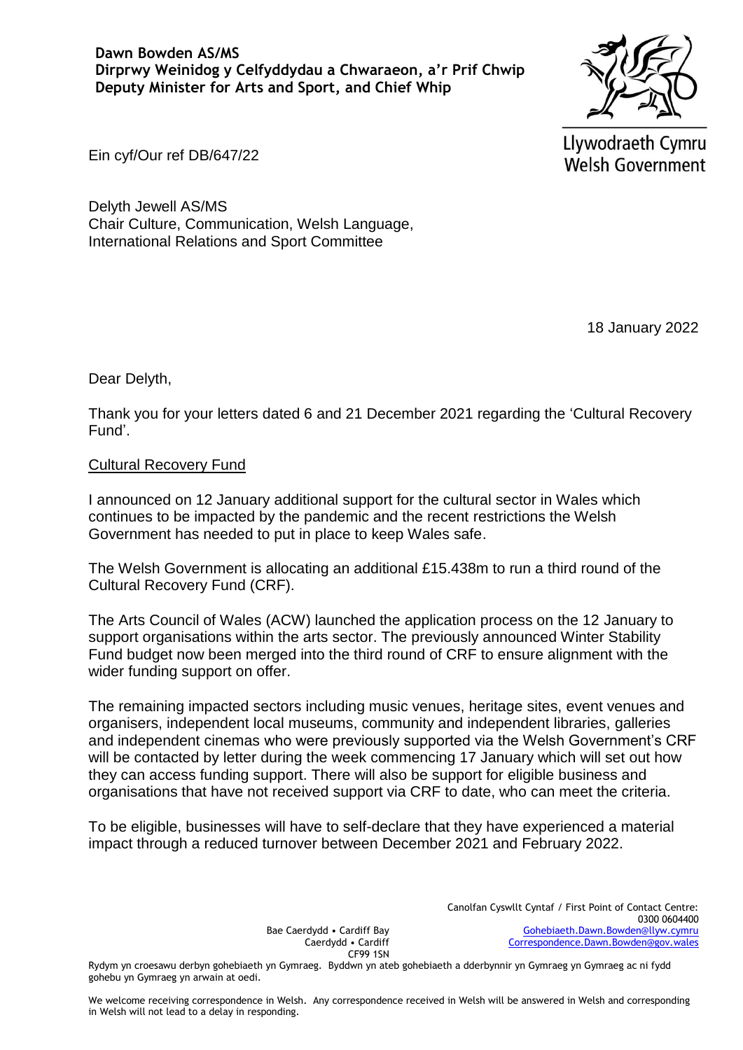**Dawn Bowden AS/MS**
**Dirprwy Weinidog y Celfyddydau a Chwaraeon, a'r Prif Chwip**
**Deputy Minister for Arts and Sport, and Chief Whip**

Llywodraeth Cymru
Welsh Government

Ein cyf/Our ref DB/647/22

Delyth Jewell AS/MS
Chair Culture, Communication, Welsh Language, International Relations and Sport Committee

18 January 2022

Dear Delyth,

Thank you for your letters dated 6 and 21 December 2021 regarding the 'Cultural Recovery Fund'.

Cultural Recovery Fund

I announced on 12 January additional support for the cultural sector in Wales which continues to be impacted by the pandemic and the recent restrictions the Welsh Government has needed to put in place to keep Wales safe.

The Welsh Government is allocating an additional £15.438m to run a third round of the Cultural Recovery Fund (CRF).

The Arts Council of Wales (ACW) launched the application process on the 12 January to support organisations within the arts sector. The previously announced Winter Stability Fund budget now been merged into the third round of CRF to ensure alignment with the wider funding support on offer.

The remaining impacted sectors including music venues, heritage sites, event venues and organisers, independent local museums, community and independent libraries, galleries and independent cinemas who were previously supported via the Welsh Government's CRF will be contacted by letter during the week commencing 17 January which will set out how they can access funding support. There will also be support for eligible business and organisations that have not received support via CRF to date, who can meet the criteria.

To be eligible, businesses will have to self-declare that they have experienced a material impact through a reduced turnover between December 2021 and February 2022.

Bae Caerdydd • Cardiff Bay
Caerdydd • Cardiff
CF99 1SN

Canolfan Cyswllt Cyntaf / First Point of Contact Centre:
0300 0604400
Gohebiaeth.Dawn.Bowden@llyw.cymru
Correspondence.Dawn.Bowden@gov.wales

Rydym yn croesawu derbyn gohebiaeth yn Gymraeg. Byddwn yn ateb gohebiaeth a dderbynnir yn Gymraeg yn Gymraeg ac ni fydd gohebu yn Gymraeg yn arwain at oedi.

We welcome receiving correspondence in Welsh. Any correspondence received in Welsh will be answered in Welsh and corresponding in Welsh will not lead to a delay in responding.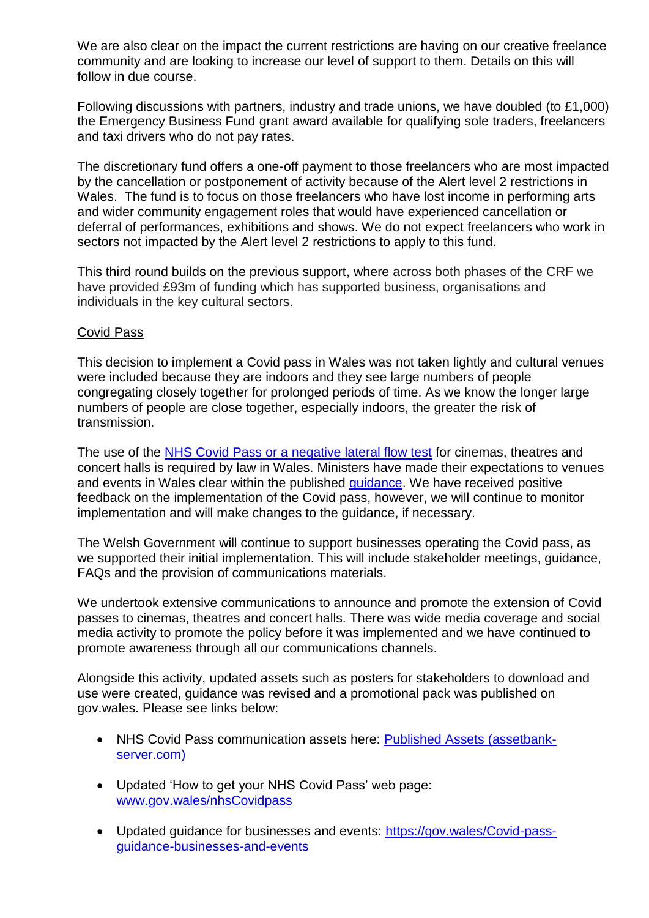We are also clear on the impact the current restrictions are having on our creative freelance community and are looking to increase our level of support to them. Details on this will follow in due course.

Following discussions with partners, industry and trade unions, we have doubled (to £1,000) the Emergency Business Fund grant award available for qualifying sole traders, freelancers and taxi drivers who do not pay rates.

The discretionary fund offers a one-off payment to those freelancers who are most impacted by the cancellation or postponement of activity because of the Alert level 2 restrictions in Wales. The fund is to focus on those freelancers who have lost income in performing arts and wider community engagement roles that would have experienced cancellation or deferral of performances, exhibitions and shows. We do not expect freelancers who work in sectors not impacted by the Alert level 2 restrictions to apply to this fund.

This third round builds on the previous support, where across both phases of the CRF we have provided £93m of funding which has supported business, organisations and individuals in the key cultural sectors.

## Covid Pass

This decision to implement a Covid pass in Wales was not taken lightly and cultural venues were included because they are indoors and they see large numbers of people congregating closely together for prolonged periods of time. As we know the longer large numbers of people are close together, especially indoors, the greater the risk of transmission.

The use of the [NHS Covid Pass or a negative lateral flow test]() for cinemas, theatres and concert halls is required by law in Wales. Ministers have made their expectations to venues and events in Wales clear within the published [guidance](). We have received positive feedback on the implementation of the Covid pass, however, we will continue to monitor implementation and will make changes to the guidance, if necessary.

The Welsh Government will continue to support businesses operating the Covid pass, as we supported their initial implementation. This will include stakeholder meetings, guidance, FAQs and the provision of communications materials.

We undertook extensive communications to announce and promote the extension of Covid passes to cinemas, theatres and concert halls. There was wide media coverage and social media activity to promote the policy before it was implemented and we have continued to promote awareness through all our communications channels.

Alongside this activity, updated assets such as posters for stakeholders to download and use were created, guidance was revised and a promotional pack was published on gov.wales. Please see links below:

- NHS Covid Pass communication assets here: [Published Assets (assetbank-server.com)]()
- Updated 'How to get your NHS Covid Pass' web page: [www.gov.wales/nhsCovidpass](www.gov.wales/nhsCovidpass)
- Updated guidance for businesses and events: [https://gov.wales/Covid-pass-guidance-businesses-and-events](https://gov.wales/Covid-pass-guidance-businesses-and-events)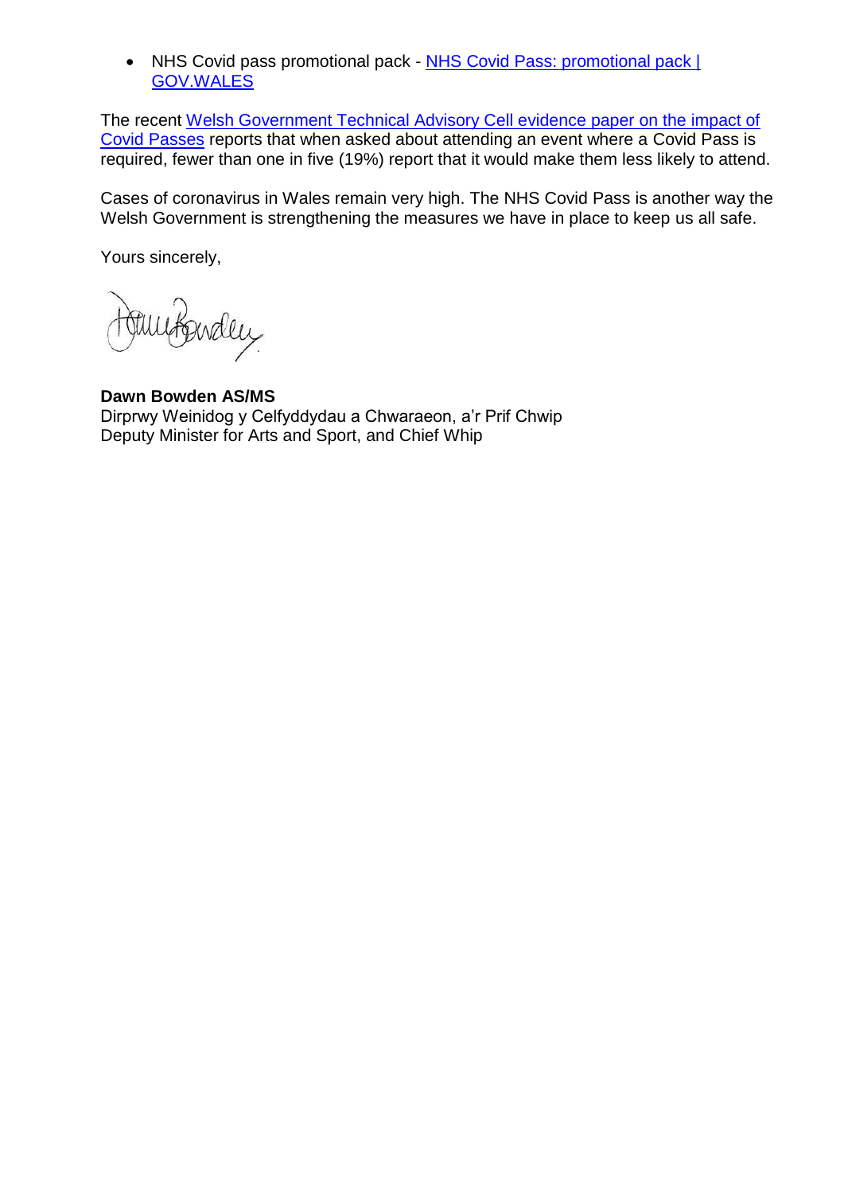- NHS Covid pass promotional pack - [NHS Covid Pass: promotional pack | GOV.WALES]

The recent [Welsh Government Technical Advisory Cell evidence paper on the impact of Covid Passes] reports that when asked about attending an event where a Covid Pass is required, fewer than one in five (19%) report that it would make them less likely to attend.

Cases of coronavirus in Wales remain very high. The NHS Covid Pass is another way the Welsh Government is strengthening the measures we have in place to keep us all safe.

Yours sincerely,

**Dawn Bowden AS/MS**
Dirprwy Weinidog y Celfyddydau a Chwaraeon, a'r Prif Chwip
Deputy Minister for Arts and Sport, and Chief Whip